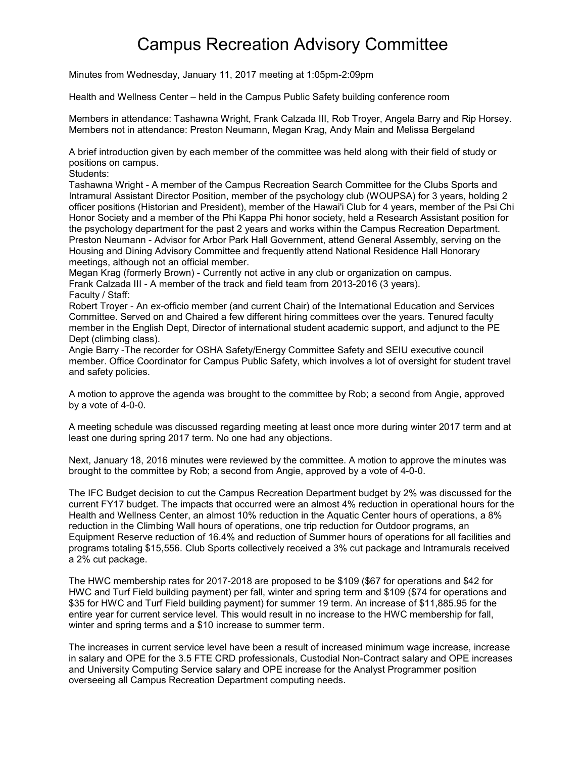# Campus Recreation Advisory Committee

Minutes from Wednesday, January 11, 2017 meeting at 1:05pm-2:09pm

Health and Wellness Center – held in the Campus Public Safety building conference room

Members in attendance: Tashawna Wright, Frank Calzada III, Rob Troyer, Angela Barry and Rip Horsey.
Members not in attendance: Preston Neumann, Megan Krag, Andy Main and Melissa Bergeland

A brief introduction given by each member of the committee was held along with their field of study or positions on campus.

Students:

Tashawna Wright - A member of the Campus Recreation Search Committee for the Clubs Sports and Intramural Assistant Director Position, member of the psychology club (WOUPSA) for 3 years, holding 2 officer positions (Historian and President), member of the Hawai'i Club for 4 years, member of the Psi Chi Honor Society and a member of the Phi Kappa Phi honor society, held a Research Assistant position for the psychology department for the past 2 years and works within the Campus Recreation Department.

Preston Neumann - Advisor for Arbor Park Hall Government, attend General Assembly, serving on the Housing and Dining Advisory Committee and frequently attend National Residence Hall Honorary meetings, although not an official member.

Megan Krag (formerly Brown) - Currently not active in any club or organization on campus.

Frank Calzada III - A member of the track and field team from 2013-2016 (3 years).

Faculty / Staff:

Robert Troyer - An ex-officio member (and current Chair) of the International Education and Services Committee. Served on and Chaired a few different hiring committees over the years. Tenured faculty member in the English Dept, Director of international student academic support, and adjunct to the PE Dept (climbing class).

Angie Barry -The recorder for OSHA Safety/Energy Committee Safety and SEIU executive council member. Office Coordinator for Campus Public Safety, which involves a lot of oversight for student travel and safety policies.

A motion to approve the agenda was brought to the committee by Rob; a second from Angie, approved by a vote of 4-0-0.

A meeting schedule was discussed regarding meeting at least once more during winter 2017 term and at least one during spring 2017 term. No one had any objections.

Next, January 18, 2016 minutes were reviewed by the committee. A motion to approve the minutes was brought to the committee by Rob; a second from Angie, approved by a vote of 4-0-0.

The IFC Budget decision to cut the Campus Recreation Department budget by 2% was discussed for the current FY17 budget. The impacts that occurred were an almost 4% reduction in operational hours for the Health and Wellness Center, an almost 10% reduction in the Aquatic Center hours of operations, a 8% reduction in the Climbing Wall hours of operations, one trip reduction for Outdoor programs, an Equipment Reserve reduction of 16.4% and reduction of Summer hours of operations for all facilities and programs totaling $15,556. Club Sports collectively received a 3% cut package and Intramurals received a 2% cut package.

The HWC membership rates for 2017-2018 are proposed to be $109 ($67 for operations and $42 for HWC and Turf Field building payment) per fall, winter and spring term and $109 ($74 for operations and $35 for HWC and Turf Field building payment) for summer 19 term. An increase of $11,885.95 for the entire year for current service level. This would result in no increase to the HWC membership for fall, winter and spring terms and a $10 increase to summer term.

The increases in current service level have been a result of increased minimum wage increase, increase in salary and OPE for the 3.5 FTE CRD professionals, Custodial Non-Contract salary and OPE increases and University Computing Service salary and OPE increase for the Analyst Programmer position overseeing all Campus Recreation Department computing needs.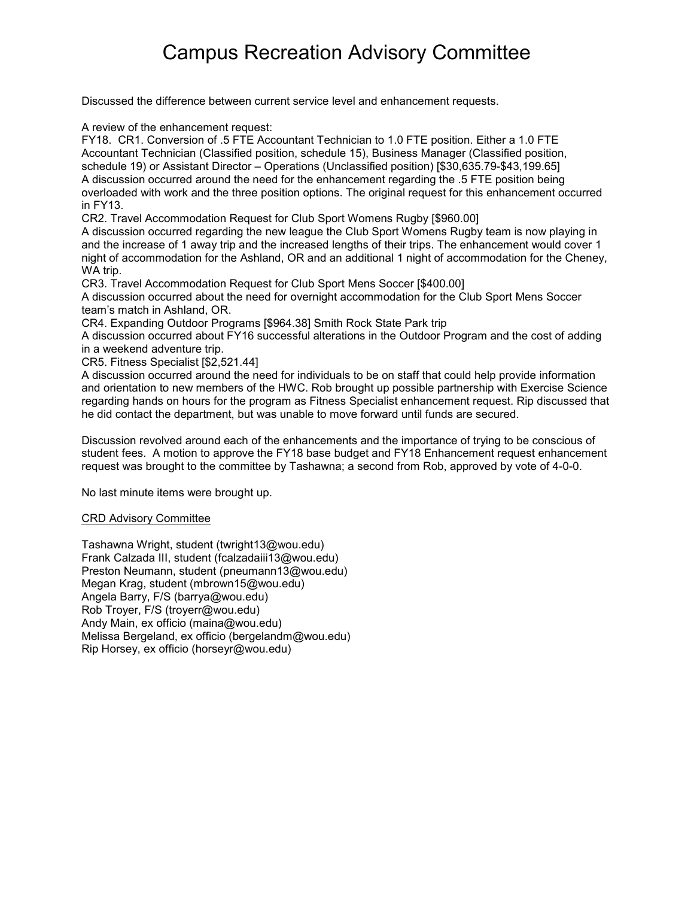# Campus Recreation Advisory Committee

Discussed the difference between current service level and enhancement requests.

A review of the enhancement request:

FY18. CR1. Conversion of .5 FTE Accountant Technician to 1.0 FTE position. Either a 1.0 FTE Accountant Technician (Classified position, schedule 15), Business Manager (Classified position, schedule 19) or Assistant Director – Operations (Unclassified position) [$30,635.79-$43,199.65]

A discussion occurred around the need for the enhancement regarding the .5 FTE position being overloaded with work and the three position options. The original request for this enhancement occurred in FY13.

CR2. Travel Accommodation Request for Club Sport Womens Rugby [$960.00]

A discussion occurred regarding the new league the Club Sport Womens Rugby team is now playing in and the increase of 1 away trip and the increased lengths of their trips. The enhancement would cover 1 night of accommodation for the Ashland, OR and an additional 1 night of accommodation for the Cheney, WA trip.

CR3. Travel Accommodation Request for Club Sport Mens Soccer [$400.00]

A discussion occurred about the need for overnight accommodation for the Club Sport Mens Soccer team's match in Ashland, OR.

CR4. Expanding Outdoor Programs [$964.38] Smith Rock State Park trip

A discussion occurred about FY16 successful alterations in the Outdoor Program and the cost of adding in a weekend adventure trip.

CR5. Fitness Specialist [$2,521.44]

A discussion occurred around the need for individuals to be on staff that could help provide information and orientation to new members of the HWC. Rob brought up possible partnership with Exercise Science regarding hands on hours for the program as Fitness Specialist enhancement request. Rip discussed that he did contact the department, but was unable to move forward until funds are secured.

Discussion revolved around each of the enhancements and the importance of trying to be conscious of student fees. A motion to approve the FY18 base budget and FY18 Enhancement request enhancement request was brought to the committee by Tashawna; a second from Rob, approved by vote of 4-0-0.

No last minute items were brought up.

<u>CRD Advisory Committee</u>

Tashawna Wright, student (twright13@wou.edu)
Frank Calzada III, student (fcalzadaiii13@wou.edu)
Preston Neumann, student (pneumann13@wou.edu)
Megan Krag, student (mbrown15@wou.edu)
Angela Barry, F/S (barrya@wou.edu)
Rob Troyer, F/S (troyerr@wou.edu)
Andy Main, ex officio (maina@wou.edu)
Melissa Bergeland, ex officio (bergelandm@wou.edu)
Rip Horsey, ex officio (horseyr@wou.edu)